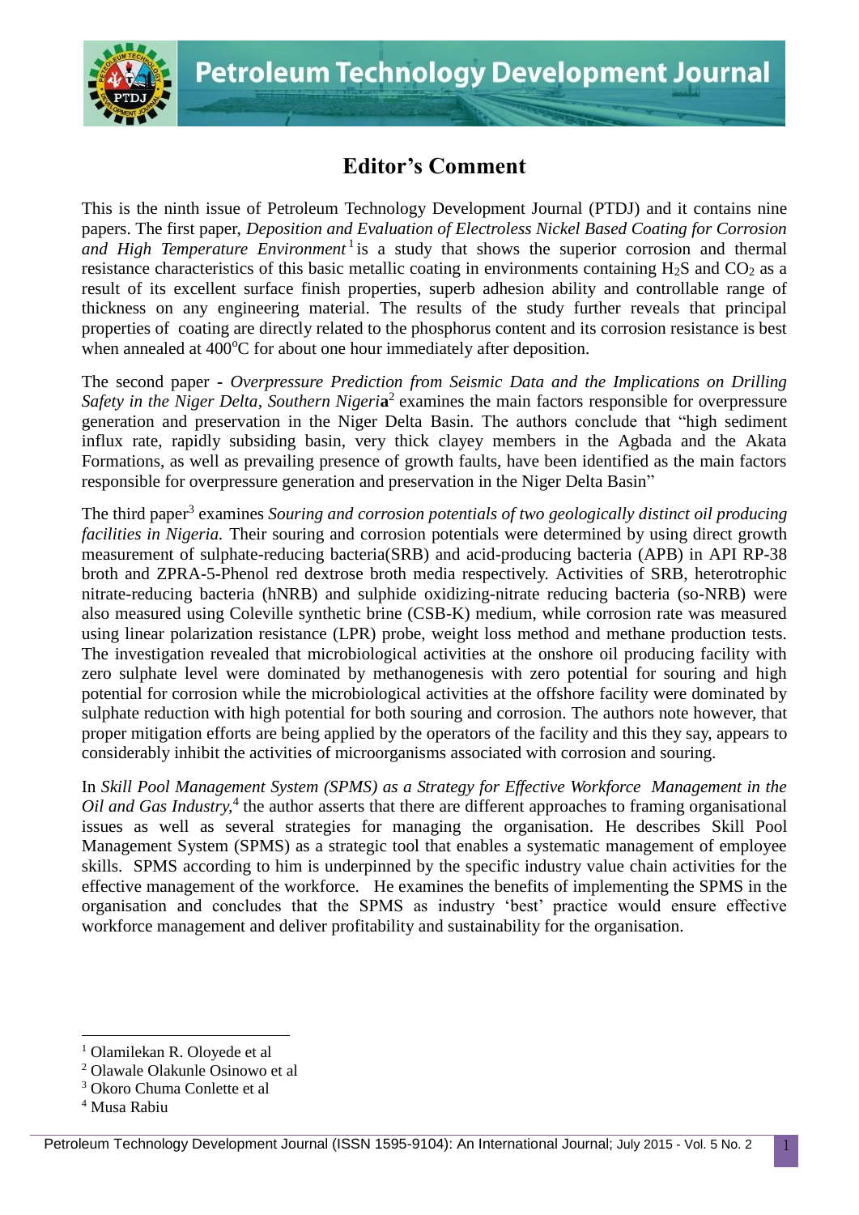# Editor's Comment

This is the ninth issue of Petroleum Technology Development Journal (PTDJ) and it contains nine papers. The first paper, *Deposition and Evaluation of Electroless Nickel Based Coating for Corrosion and High Temperature Environment*[1] is a study that shows the superior corrosion and thermal resistance characteristics of this basic metallic coating in environments containing $H_2S$ and $CO_2$ as a result of its excellent surface finish properties, superb adhesion ability and controllable range of thickness on any engineering material. The results of the study further reveals that principal properties of coating are directly related to the phosphorus content and its corrosion resistance is best when annealed at $400^oC$ for about one hour immediately after deposition.

The second paper - *Overpressure Prediction from Seismic Data and the Implications on Drilling Safety in the Niger Delta, Southern Nigeri***a**[2] examines the main factors responsible for overpressure generation and preservation in the Niger Delta Basin. The authors conclude that "high sediment influx rate, rapidly subsiding basin, very thick clayey members in the Agbada and the Akata Formations, as well as prevailing presence of growth faults, have been identified as the main factors responsible for overpressure generation and preservation in the Niger Delta Basin"

The third paper[3] examines *Souring and corrosion potentials of two geologically distinct oil producing facilities in Nigeria.* Their souring and corrosion potentials were determined by using direct growth measurement of sulphate-reducing bacteria(SRB) and acid-producing bacteria (APB) in API RP-38 broth and ZPRA-5-Phenol red dextrose broth media respectively. Activities of SRB, heterotrophic nitrate-reducing bacteria (hNRB) and sulphide oxidizing-nitrate reducing bacteria (so-NRB) were also measured using Coleville synthetic brine (CSB-K) medium, while corrosion rate was measured using linear polarization resistance (LPR) probe, weight loss method and methane production tests. The investigation revealed that microbiological activities at the onshore oil producing facility with zero sulphate level were dominated by methanogenesis with zero potential for souring and high potential for corrosion while the microbiological activities at the offshore facility were dominated by sulphate reduction with high potential for both souring and corrosion. The authors note however, that proper mitigation efforts are being applied by the operators of the facility and this they say, appears to considerably inhibit the activities of microorganisms associated with corrosion and souring.

In *Skill Pool Management System (SPMS) as a Strategy for Effective Workforce Management in the Oil and Gas Industry,*[4] the author asserts that there are different approaches to framing organisational issues as well as several strategies for managing the organisation. He describes Skill Pool Management System (SPMS) as a strategic tool that enables a systematic management of employee skills. SPMS according to him is underpinned by the specific industry value chain activities for the effective management of the workforce. He examines the benefits of implementing the SPMS in the organisation and concludes that the SPMS as industry 'best' practice would ensure effective workforce management and deliver profitability and sustainability for the organisation.

---

[1] Olamilekan R. Oloyede et al

[2] Olawale Olakunle Osinowo et al

[3] Okoro Chuma Conlette et al

[4] Musa Rabiu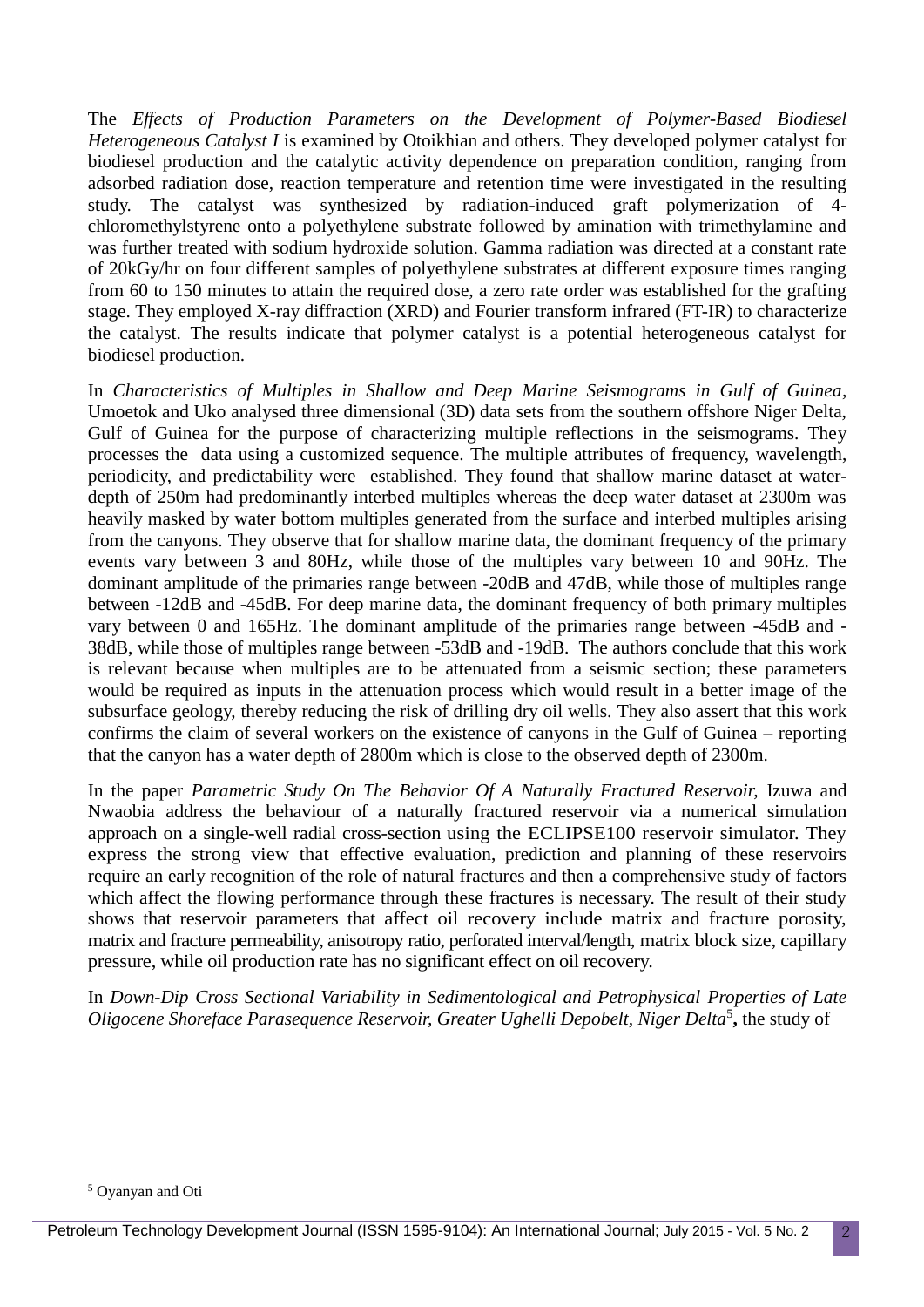The *Effects of Production Parameters on the Development of Polymer-Based Biodiesel Heterogeneous Catalyst I* is examined by Otoikhian and others. They developed polymer catalyst for biodiesel production and the catalytic activity dependence on preparation condition, ranging from adsorbed radiation dose, reaction temperature and retention time were investigated in the resulting study. The catalyst was synthesized by radiation-induced graft polymerization of 4-chloromethylstyrene onto a polyethylene substrate followed by amination with trimethylamine and was further treated with sodium hydroxide solution. Gamma radiation was directed at a constant rate of 20kGy/hr on four different samples of polyethylene substrates at different exposure times ranging from 60 to 150 minutes to attain the required dose, a zero rate order was established for the grafting stage. They employed X-ray diffraction (XRD) and Fourier transform infrared (FT-IR) to characterize the catalyst. The results indicate that polymer catalyst is a potential heterogeneous catalyst for biodiesel production.

In *Characteristics of Multiples in Shallow and Deep Marine Seismograms in Gulf of Guinea*, Umoetok and Uko analysed three dimensional (3D) data sets from the southern offshore Niger Delta, Gulf of Guinea for the purpose of characterizing multiple reflections in the seismograms. They processes the data using a customized sequence. The multiple attributes of frequency, wavelength, periodicity, and predictability were established. They found that shallow marine dataset at water-depth of 250m had predominantly interbed multiples whereas the deep water dataset at 2300m was heavily masked by water bottom multiples generated from the surface and interbed multiples arising from the canyons. They observe that for shallow marine data, the dominant frequency of the primary events vary between 3 and 80Hz, while those of the multiples vary between 10 and 90Hz. The dominant amplitude of the primaries range between -20dB and 47dB, while those of multiples range between -12dB and -45dB. For deep marine data, the dominant frequency of both primary multiples vary between 0 and 165Hz. The dominant amplitude of the primaries range between -45dB and -38dB, while those of multiples range between -53dB and -19dB. The authors conclude that this work is relevant because when multiples are to be attenuated from a seismic section; these parameters would be required as inputs in the attenuation process which would result in a better image of the subsurface geology, thereby reducing the risk of drilling dry oil wells. They also assert that this work confirms the claim of several workers on the existence of canyons in the Gulf of Guinea – reporting that the canyon has a water depth of 2800m which is close to the observed depth of 2300m.

In the paper *Parametric Study On The Behavior Of A Naturally Fractured Reservoir,* Izuwa and Nwaobia address the behaviour of a naturally fractured reservoir via a numerical simulation approach on a single-well radial cross-section using the ECLIPSE100 reservoir simulator. They express the strong view that effective evaluation, prediction and planning of these reservoirs require an early recognition of the role of natural fractures and then a comprehensive study of factors which affect the flowing performance through these fractures is necessary. The result of their study shows that reservoir parameters that affect oil recovery include matrix and fracture porosity, matrix and fracture permeability, anisotropy ratio, perforated interval/length, matrix block size, capillary pressure, while oil production rate has no significant effect on oil recovery.

In *Down-Dip Cross Sectional Variability in Sedimentological and Petrophysical Properties of Late Oligocene Shoreface Parasequence Reservoir, Greater Ughelli Depobelt, Niger Delta*[5]**,** the study of

[5] Oyanyan and Oti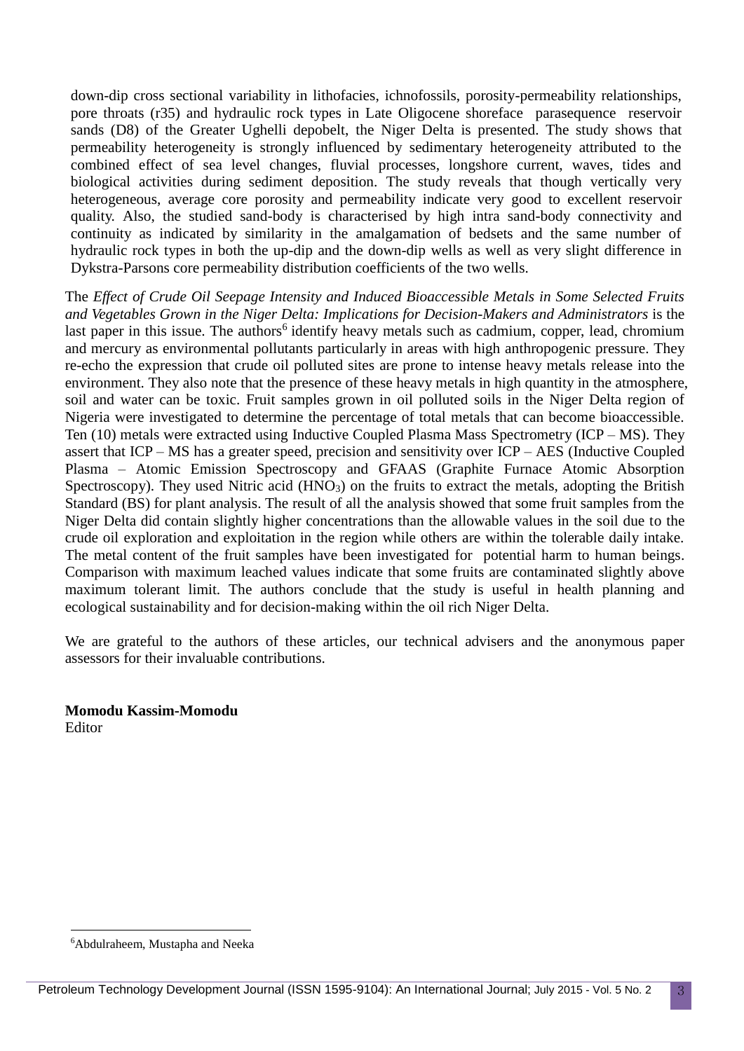down-dip cross sectional variability in lithofacies, ichnofossils, porosity-permeability relationships, pore throats (r35) and hydraulic rock types in Late Oligocene shoreface parasequence reservoir sands (D8) of the Greater Ughelli depobelt, the Niger Delta is presented. The study shows that permeability heterogeneity is strongly influenced by sedimentary heterogeneity attributed to the combined effect of sea level changes, fluvial processes, longshore current, waves, tides and biological activities during sediment deposition. The study reveals that though vertically very heterogeneous, average core porosity and permeability indicate very good to excellent reservoir quality. Also, the studied sand-body is characterised by high intra sand-body connectivity and continuity as indicated by similarity in the amalgamation of bedsets and the same number of hydraulic rock types in both the up-dip and the down-dip wells as well as very slight difference in Dykstra-Parsons core permeability distribution coefficients of the two wells.

The *Effect of Crude Oil Seepage Intensity and Induced Bioaccessible Metals in Some Selected Fruits and Vegetables Grown in the Niger Delta: Implications for Decision-Makers and Administrators* is the last paper in this issue. The authors[6] identify heavy metals such as cadmium, copper, lead, chromium and mercury as environmental pollutants particularly in areas with high anthropogenic pressure. They re-echo the expression that crude oil polluted sites are prone to intense heavy metals release into the environment. They also note that the presence of these heavy metals in high quantity in the atmosphere, soil and water can be toxic. Fruit samples grown in oil polluted soils in the Niger Delta region of Nigeria were investigated to determine the percentage of total metals that can become bioaccessible. Ten (10) metals were extracted using Inductive Coupled Plasma Mass Spectrometry (ICP – MS). They assert that ICP – MS has a greater speed, precision and sensitivity over ICP – AES (Inductive Coupled Plasma – Atomic Emission Spectroscopy and GFAAS (Graphite Furnace Atomic Absorption Spectroscopy). They used Nitric acid ($HNO_3$) on the fruits to extract the metals, adopting the British Standard (BS) for plant analysis. The result of all the analysis showed that some fruit samples from the Niger Delta did contain slightly higher concentrations than the allowable values in the soil due to the crude oil exploration and exploitation in the region while others are within the tolerable daily intake. The metal content of the fruit samples have been investigated for potential harm to human beings. Comparison with maximum leached values indicate that some fruits are contaminated slightly above maximum tolerant limit. The authors conclude that the study is useful in health planning and ecological sustainability and for decision-making within the oil rich Niger Delta.

We are grateful to the authors of these articles, our technical advisers and the anonymous paper assessors for their invaluable contributions.

**Momodu Kassim-Momodu**
Editor

---

[6] Abdulraheem, Mustapha and Neeka